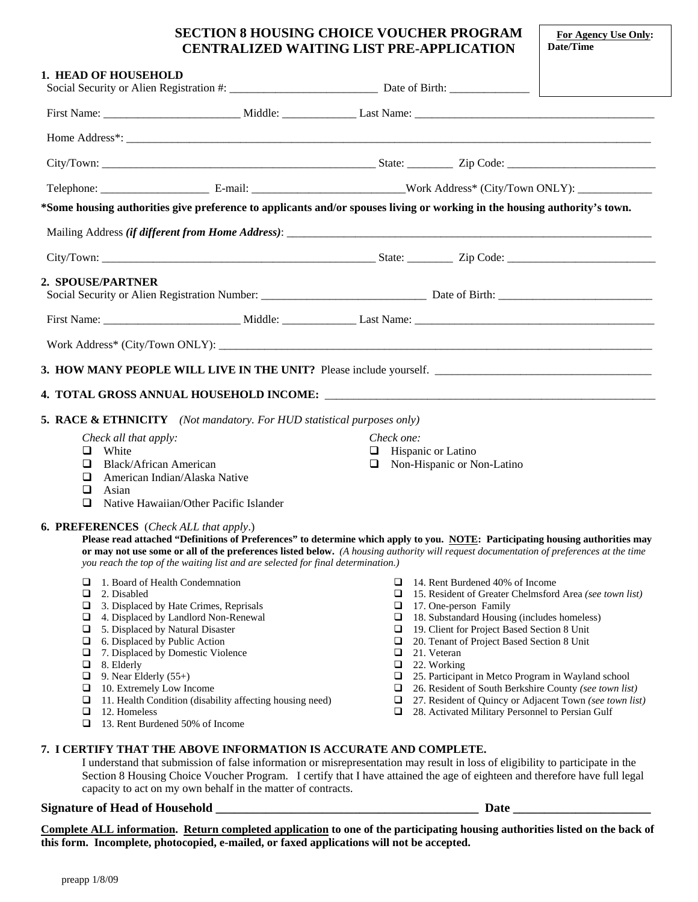# SECTION 8 HOUSING CHOICE VOUCHER PROGRAM
# CENTRALIZED WAITING LIST PRE-APPLICATION

**For Agency Use Only:**
**Date/Time**

**1. HEAD OF HOUSEHOLD**

Social Security or Alien Registration #: ________________________ Date of Birth: _____________

First Name: _______________________ Middle: ____________ Last Name: ______________________________________

Home Address*: ________________________________________________________________________________________

City/Town: _______________________________________________ State: ________ Zip Code: _________________________

Telephone: __________________ E-mail: _________________________Work Address* (City/Town ONLY): ____________

**\*Some housing authorities give preference to applicants and/or spouses living or working in the housing authority's town.**

Mailing Address ***(if different from Home Address)***: _________________________________________________________________

City/Town: _______________________________________________ State: ________ Zip Code: _________________________

**2. SPOUSE/PARTNER**

Social Security or Alien Registration Number: ____________________________ Date of Birth: __________________________

First Name: _______________________ Middle: ____________ Last Name: ______________________________________

Work Address* (City/Town ONLY): _____________________________________________________________________________

**3. HOW MANY PEOPLE WILL LIVE IN THE UNIT?** Please include yourself. _____________________________________

**4. TOTAL GROSS ANNUAL HOUSEHOLD INCOME:** ________________________________________________________

**5. RACE & ETHNICITY** *(Not mandatory. For HUD statistical purposes only)*

*Check all that apply:*

- ❑ White
- ❑ Black/African American
- ❑ American Indian/Alaska Native
- ❑ Asian
- ❑ Native Hawaiian/Other Pacific Islander

*Check one:*

- ❑ Hispanic or Latino
- ❑ Non-Hispanic or Non-Latino

**6. PREFERENCES** (*Check ALL that apply*.)

**Please read attached "Definitions of Preferences" to determine which apply to you. NOTE: Participating housing authorities may or may not use some or all of the preferences listed below.** *(A housing authority will request documentation of preferences at the time you reach the top of the waiting list and are selected for final determination.)*

- ❑ 1. Board of Health Condemnation
- ❑ 2. Disabled
- ❑ 3. Displaced by Hate Crimes, Reprisals
- ❑ 4. Displaced by Landlord Non-Renewal
- ❑ 5. Displaced by Natural Disaster
- ❑ 6. Displaced by Public Action
- ❑ 7. Displaced by Domestic Violence
- ❑ 8. Elderly
- ❑ 9. Near Elderly (55+)
- ❑ 10. Extremely Low Income
- ❑ 11. Health Condition (disability affecting housing need)
- ❑ 12. Homeless
- ❑ 13. Rent Burdened 50% of Income
- ❑ 14. Rent Burdened 40% of Income
- ❑ 15. Resident of Greater Chelmsford Area *(see town list)*
- ❑ 17. One-person Family
- ❑ 18. Substandard Housing (includes homeless)
- ❑ 19. Client for Project Based Section 8 Unit
- ❑ 20. Tenant of Project Based Section 8 Unit
- ❑ 21. Veteran
- ❑ 22. Working
- ❑ 25. Participant in Metco Program in Wayland school
- ❑ 26. Resident of South Berkshire County *(see town list)*
- ❑ 27. Resident of Quincy or Adjacent Town *(see town list)*
- ❑ 28. Activated Military Personnel to Persian Gulf

**7. I CERTIFY THAT THE ABOVE INFORMATION IS ACCURATE AND COMPLETE.**

I understand that submission of false information or misrepresentation may result in loss of eligibility to participate in the Section 8 Housing Choice Voucher Program. I certify that I have attained the age of eighteen and therefore have full legal capacity to act on my own behalf in the matter of contracts.

**Signature of Head of Household ___________________________________________ Date ______________________**

**Complete ALL information. Return completed application to one of the participating housing authorities listed on the back of this form. Incomplete, photocopied, e-mailed, or faxed applications will not be accepted.**

preapp 1/8/09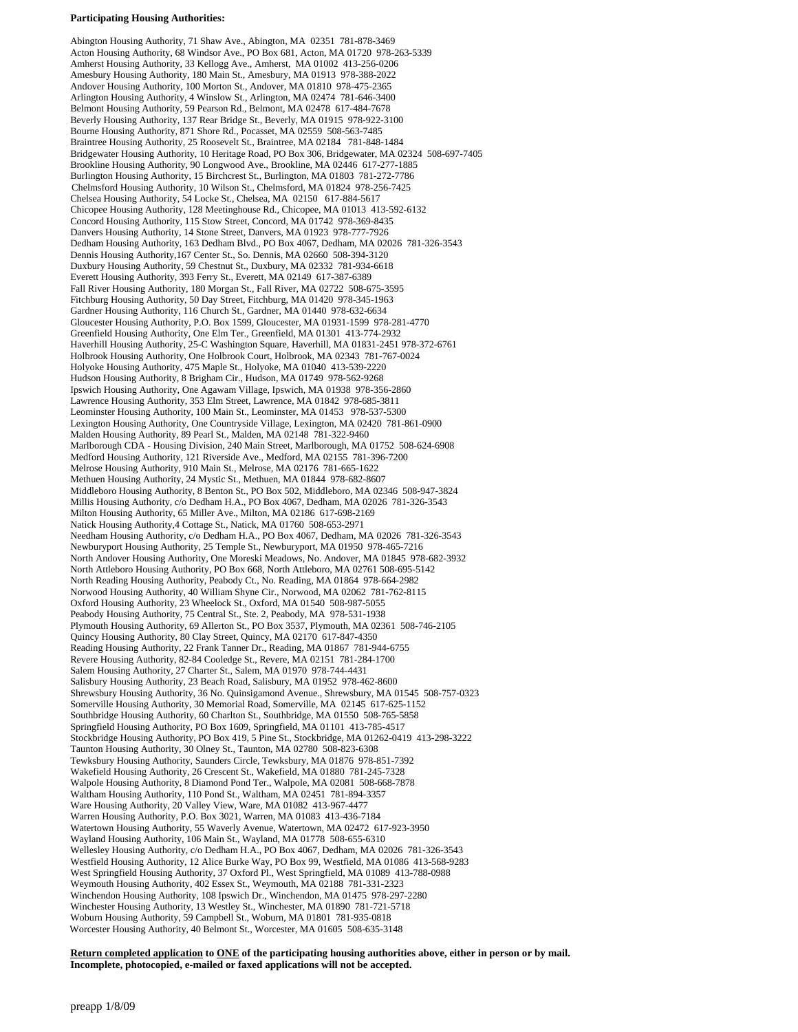**Participating Housing Authorities:**

Abington Housing Authority, 71 Shaw Ave., Abington, MA 02351 781-878-3469
Acton Housing Authority, 68 Windsor Ave., PO Box 681, Acton, MA 01720 978-263-5339
Amherst Housing Authority, 33 Kellogg Ave., Amherst, MA 01002 413-256-0206
Amesbury Housing Authority, 180 Main St., Amesbury, MA 01913 978-388-2022
Andover Housing Authority, 100 Morton St., Andover, MA 01810 978-475-2365
Arlington Housing Authority, 4 Winslow St., Arlington, MA 02474 781-646-3400
Belmont Housing Authority, 59 Pearson Rd., Belmont, MA 02478 617-484-7678
Beverly Housing Authority, 137 Rear Bridge St., Beverly, MA 01915 978-922-3100
Bourne Housing Authority, 871 Shore Rd., Pocasset, MA 02559 508-563-7485
Braintree Housing Authority, 25 Roosevelt St., Braintree, MA 02184 781-848-1484
Bridgewater Housing Authority, 10 Heritage Road, PO Box 306, Bridgewater, MA 02324 508-697-7405
Brookline Housing Authority, 90 Longwood Ave., Brookline, MA 02446 617-277-1885
Burlington Housing Authority, 15 Birchcrest St., Burlington, MA 01803 781-272-7786
Chelmsford Housing Authority, 10 Wilson St., Chelmsford, MA 01824 978-256-7425
Chelsea Housing Authority, 54 Locke St., Chelsea, MA 02150 617-884-5617
Chicopee Housing Authority, 128 Meetinghouse Rd., Chicopee, MA 01013 413-592-6132
Concord Housing Authority, 115 Stow Street, Concord, MA 01742 978-369-8435
Danvers Housing Authority, 14 Stone Street, Danvers, MA 01923 978-777-7926
Dedham Housing Authority, 163 Dedham Blvd., PO Box 4067, Dedham, MA 02026 781-326-3543
Dennis Housing Authority,167 Center St., So. Dennis, MA 02660 508-394-3120
Duxbury Housing Authority, 59 Chestnut St., Duxbury, MA 02332 781-934-6618
Everett Housing Authority, 393 Ferry St., Everett, MA 02149 617-387-6389
Fall River Housing Authority, 180 Morgan St., Fall River, MA 02722 508-675-3595
Fitchburg Housing Authority, 50 Day Street, Fitchburg, MA 01420 978-345-1963
Gardner Housing Authority, 116 Church St., Gardner, MA 01440 978-632-6634
Gloucester Housing Authority, P.O. Box 1599, Gloucester, MA 01931-1599 978-281-4770
Greenfield Housing Authority, One Elm Ter., Greenfield, MA 01301 413-774-2932
Haverhill Housing Authority, 25-C Washington Square, Haverhill, MA 01831-2451 978-372-6761
Holbrook Housing Authority, One Holbrook Court, Holbrook, MA 02343 781-767-0024
Holyoke Housing Authority, 475 Maple St., Holyoke, MA 01040 413-539-2220
Hudson Housing Authority, 8 Brigham Cir., Hudson, MA 01749 978-562-9268
Ipswich Housing Authority, One Agawam Village, Ipswich, MA 01938 978-356-2860
Lawrence Housing Authority, 353 Elm Street, Lawrence, MA 01842 978-685-3811
Leominster Housing Authority, 100 Main St., Leominster, MA 01453 978-537-5300
Lexington Housing Authority, One Countryside Village, Lexington, MA 02420 781-861-0900
Malden Housing Authority, 89 Pearl St., Malden, MA 02148 781-322-9460
Marlborough CDA - Housing Division, 240 Main Street, Marlborough, MA 01752 508-624-6908
Medford Housing Authority, 121 Riverside Ave., Medford, MA 02155 781-396-7200
Melrose Housing Authority, 910 Main St., Melrose, MA 02176 781-665-1622
Methuen Housing Authority, 24 Mystic St., Methuen, MA 01844 978-682-8607
Middleboro Housing Authority, 8 Benton St., PO Box 502, Middleboro, MA 02346 508-947-3824
Millis Housing Authority, c/o Dedham H.A., PO Box 4067, Dedham, MA 02026 781-326-3543
Milton Housing Authority, 65 Miller Ave., Milton, MA 02186 617-698-2169
Natick Housing Authority,4 Cottage St., Natick, MA 01760 508-653-2971
Needham Housing Authority, c/o Dedham H.A., PO Box 4067, Dedham, MA 02026 781-326-3543
Newburyport Housing Authority, 25 Temple St., Newburyport, MA 01950 978-465-7216
North Andover Housing Authority, One Moreski Meadows, No. Andover, MA 01845 978-682-3932
North Attleboro Housing Authority, PO Box 668, North Attleboro, MA 02761 508-695-5142
North Reading Housing Authority, Peabody Ct., No. Reading, MA 01864 978-664-2982
Norwood Housing Authority, 40 William Shyne Cir., Norwood, MA 02062 781-762-8115
Oxford Housing Authority, 23 Wheelock St., Oxford, MA 01540 508-987-5055
Peabody Housing Authority, 75 Central St., Ste. 2, Peabody, MA 978-531-1938
Plymouth Housing Authority, 69 Allerton St., PO Box 3537, Plymouth, MA 02361 508-746-2105
Quincy Housing Authority, 80 Clay Street, Quincy, MA 02170 617-847-4350
Reading Housing Authority, 22 Frank Tanner Dr., Reading, MA 01867 781-944-6755
Revere Housing Authority, 82-84 Cooledge St., Revere, MA 02151 781-284-1700
Salem Housing Authority, 27 Charter St., Salem, MA 01970 978-744-4431
Salisbury Housing Authority, 23 Beach Road, Salisbury, MA 01952 978-462-8600
Shrewsbury Housing Authority, 36 No. Quinsigamond Avenue., Shrewsbury, MA 01545 508-757-0323
Somerville Housing Authority, 30 Memorial Road, Somerville, MA 02145 617-625-1152
Southbridge Housing Authority, 60 Charlton St., Southbridge, MA 01550 508-765-5858
Springfield Housing Authority, PO Box 1609, Springfield, MA 01101 413-785-4517
Stockbridge Housing Authority, PO Box 419, 5 Pine St., Stockbridge, MA 01262-0419 413-298-3222
Taunton Housing Authority, 30 Olney St., Taunton, MA 02780 508-823-6308
Tewksbury Housing Authority, Saunders Circle, Tewksbury, MA 01876 978-851-7392
Wakefield Housing Authority, 26 Crescent St., Wakefield, MA 01880 781-245-7328
Walpole Housing Authority, 8 Diamond Pond Ter., Walpole, MA 02081 508-668-7878
Waltham Housing Authority, 110 Pond St., Waltham, MA 02451 781-894-3357
Ware Housing Authority, 20 Valley View, Ware, MA 01082 413-967-4477
Warren Housing Authority, P.O. Box 3021, Warren, MA 01083 413-436-7184
Watertown Housing Authority, 55 Waverly Avenue, Watertown, MA 02472 617-923-3950
Wayland Housing Authority, 106 Main St., Wayland, MA 01778 508-655-6310
Wellesley Housing Authority, c/o Dedham H.A., PO Box 4067, Dedham, MA 02026 781-326-3543
Westfield Housing Authority, 12 Alice Burke Way, PO Box 99, Westfield, MA 01086 413-568-9283
West Springfield Housing Authority, 37 Oxford Pl., West Springfield, MA 01089 413-788-0988
Weymouth Housing Authority, 402 Essex St., Weymouth, MA 02188 781-331-2323
Winchendon Housing Authority, 108 Ipswich Dr., Winchendon, MA 01475 978-297-2280
Winchester Housing Authority, 13 Westley St., Winchester, MA 01890 781-721-5718
Woburn Housing Authority, 59 Campbell St., Woburn, MA 01801 781-935-0818
Worcester Housing Authority, 40 Belmont St., Worcester, MA 01605 508-635-3148

**Return completed application to ONE of the participating housing authorities above, either in person or by mail. Incomplete, photocopied, e-mailed or faxed applications will not be accepted.**

preapp 1/8/09